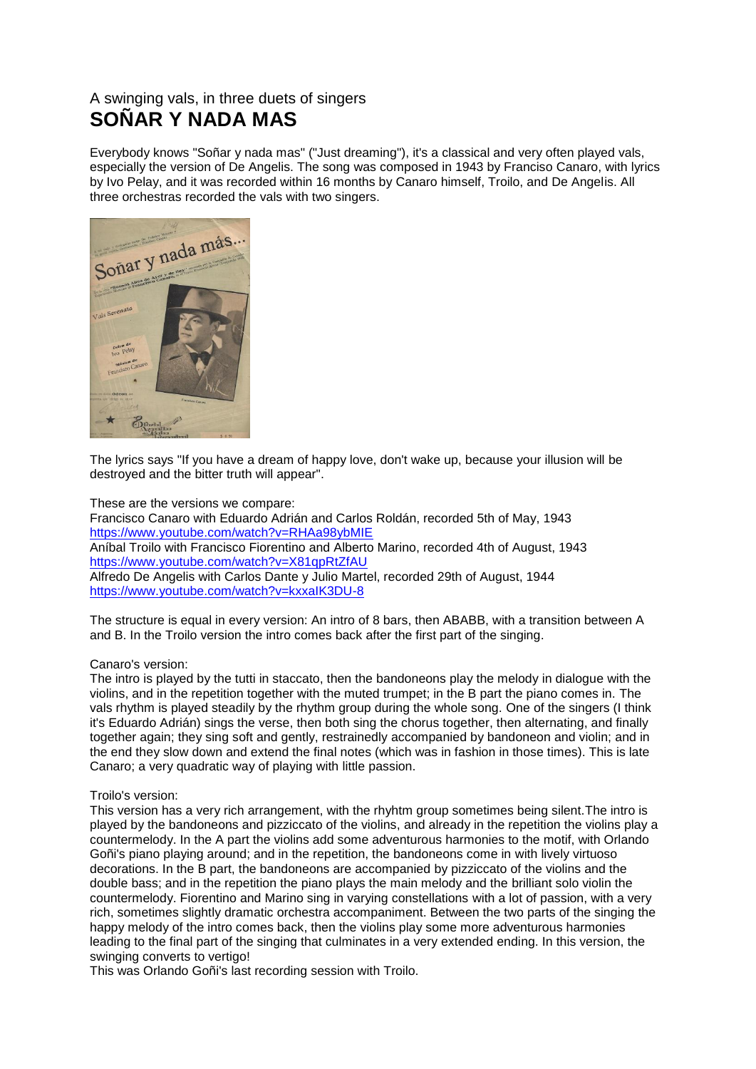A swinging vals, in three duets of singers

# SOÑAR Y NADA MAS

Everybody knows "Soñar y nada mas" ("Just dreaming"), it's a classical and very often played vals, especially the version of De Angelis. The song was composed in 1943 by Franciso Canaro, with lyrics by Ivo Pelay, and it was recorded within 16 months by Canaro himself, Troilo, and De Angelis. All three orchestras recorded the vals with two singers.

The lyrics says "If you have a dream of happy love, don't wake up, because your illusion will be destroyed and the bitter truth will appear".

These are the versions we compare:
Francisco Canaro with Eduardo Adrián and Carlos Roldán, recorded 5th of May, 1943
https://www.youtube.com/watch?v=RHAa98ybMIE
Aníbal Troilo with Francisco Fiorentino and Alberto Marino, recorded 4th of August, 1943
https://www.youtube.com/watch?v=X81qpRtZfAU
Alfredo De Angelis with Carlos Dante y Julio Martel, recorded 29th of August, 1944
https://www.youtube.com/watch?v=kxxaIK3DU-8

The structure is equal in every version: An intro of 8 bars, then ABABB, with a transition between A and B. In the Troilo version the intro comes back after the first part of the singing.

Canaro's version:
The intro is played by the tutti in staccato, then the bandoneons play the melody in dialogue with the violins, and in the repetition together with the muted trumpet; in the B part the piano comes in. The vals rhythm is played steadily by the rhythm group during the whole song. One of the singers (I think it's Eduardo Adrián) sings the verse, then both sing the chorus together, then alternating, and finally together again; they sing soft and gently, restrainedly accompanied by bandoneon and violin; and in the end they slow down and extend the final notes (which was in fashion in those times). This is late Canaro; a very quadratic way of playing with little passion.

Troilo's version:
This version has a very rich arrangement, with the rhyhtm group sometimes being silent.The intro is played by the bandoneons and pizziccato of the violins, and already in the repetition the violins play a countermelody. In the A part the violins add some adventurous harmonies to the motif, with Orlando Goñi's piano playing around; and in the repetition, the bandoneons come in with lively virtuoso decorations. In the B part, the bandoneons are accompanied by pizziccato of the violins and the double bass; and in the repetition the piano plays the main melody and the brilliant solo violin the countermelody. Fiorentino and Marino sing in varying constellations with a lot of passion, with a very rich, sometimes slightly dramatic orchestra accompaniment. Between the two parts of the singing the happy melody of the intro comes back, then the violins play some more adventurous harmonies leading to the final part of the singing that culminates in a very extended ending. In this version, the swinging converts to vertigo!
This was Orlando Goñi's last recording session with Troilo.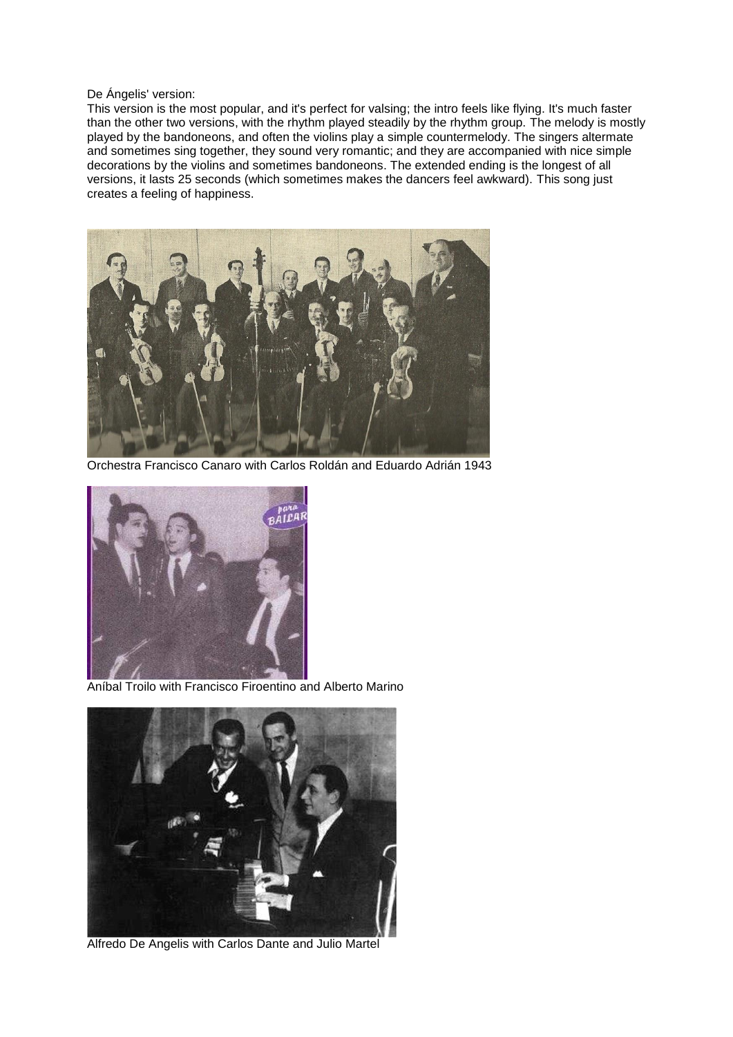De Ángelis' version:
This version is the most popular, and it's perfect for valsing; the intro feels like flying. It's much faster than the other two versions, with the rhythm played steadily by the rhythm group. The melody is mostly played by the bandoneons, and often the violins play a simple countermelody. The singers altermate and sometimes sing together, they sound very romantic; and they are accompanied with nice simple decorations by the violins and sometimes bandoneons. The extended ending is the longest of all versions, it lasts 25 seconds (which sometimes makes the dancers feel awkward). This song just creates a feeling of happiness.

Orchestra Francisco Canaro with Carlos Roldán and Eduardo Adrián 1943

Aníbal Troilo with Francisco Firoentino and Alberto Marino

Alfredo De Angelis with Carlos Dante and Julio Martel